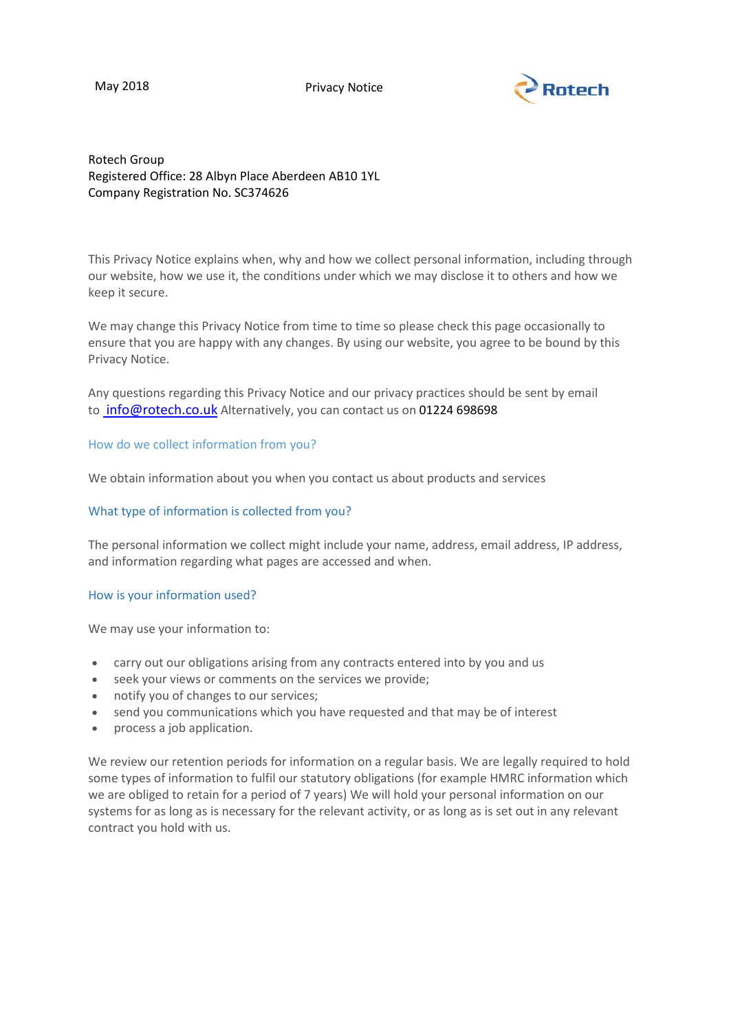May 2018 Privacy Notice Rotech

Rotech Group
Registered Office: 28 Albyn Place Aberdeen AB10 1YL
Company Registration No. SC374626

This Privacy Notice explains when, why and how we collect personal information, including through our website, how we use it, the conditions under which we may disclose it to others and how we keep it secure.

We may change this Privacy Notice from time to time so please check this page occasionally to ensure that you are happy with any changes. By using our website, you agree to be bound by this Privacy Notice.

Any questions regarding this Privacy Notice and our privacy practices should be sent by email to info@rotech.co.uk Alternatively, you can contact us on 01224 698698

## How do we collect information from you?

We obtain information about you when you contact us about products and services

## What type of information is collected from you?

The personal information we collect might include your name, address, email address, IP address, and information regarding what pages are accessed and when.

## How is your information used?

We may use your information to:

- carry out our obligations arising from any contracts entered into by you and us
- seek your views or comments on the services we provide;
- notify you of changes to our services;
- send you communications which you have requested and that may be of interest
- process a job application.

We review our retention periods for information on a regular basis. We are legally required to hold some types of information to fulfil our statutory obligations (for example HMRC information which we are obliged to retain for a period of 7 years) We will hold your personal information on our systems for as long as is necessary for the relevant activity, or as long as is set out in any relevant contract you hold with us.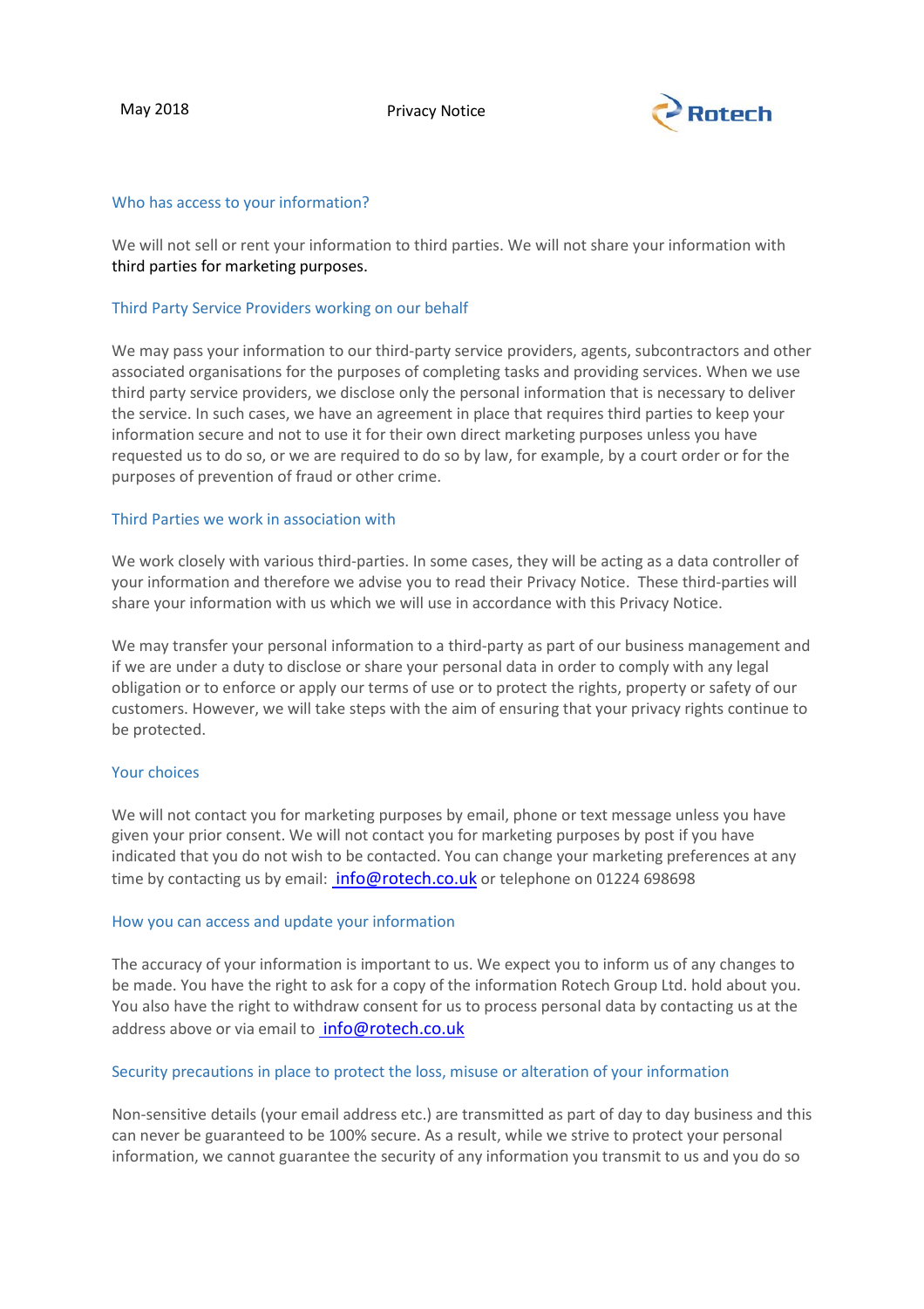## Who has access to your information?

We will not sell or rent your information to third parties. We will not share your information with third parties for marketing purposes.

## Third Party Service Providers working on our behalf

We may pass your information to our third-party service providers, agents, subcontractors and other associated organisations for the purposes of completing tasks and providing services. When we use third party service providers, we disclose only the personal information that is necessary to deliver the service. In such cases, we have an agreement in place that requires third parties to keep your information secure and not to use it for their own direct marketing purposes unless you have requested us to do so, or we are required to do so by law, for example, by a court order or for the purposes of prevention of fraud or other crime.

## Third Parties we work in association with

We work closely with various third-parties. In some cases, they will be acting as a data controller of your information and therefore we advise you to read their Privacy Notice. These third-parties will share your information with us which we will use in accordance with this Privacy Notice.

We may transfer your personal information to a third-party as part of our business management and if we are under a duty to disclose or share your personal data in order to comply with any legal obligation or to enforce or apply our terms of use or to protect the rights, property or safety of our customers. However, we will take steps with the aim of ensuring that your privacy rights continue to be protected.

## Your choices

We will not contact you for marketing purposes by email, phone or text message unless you have given your prior consent. We will not contact you for marketing purposes by post if you have indicated that you do not wish to be contacted. You can change your marketing preferences at any time by contacting us by email: info@rotech.co.uk or telephone on 01224 698698

## How you can access and update your information

The accuracy of your information is important to us. We expect you to inform us of any changes to be made. You have the right to ask for a copy of the information Rotech Group Ltd. hold about you. You also have the right to withdraw consent for us to process personal data by contacting us at the address above or via email to info@rotech.co.uk

## Security precautions in place to protect the loss, misuse or alteration of your information

Non-sensitive details (your email address etc.) are transmitted as part of day to day business and this can never be guaranteed to be 100% secure. As a result, while we strive to protect your personal information, we cannot guarantee the security of any information you transmit to us and you do so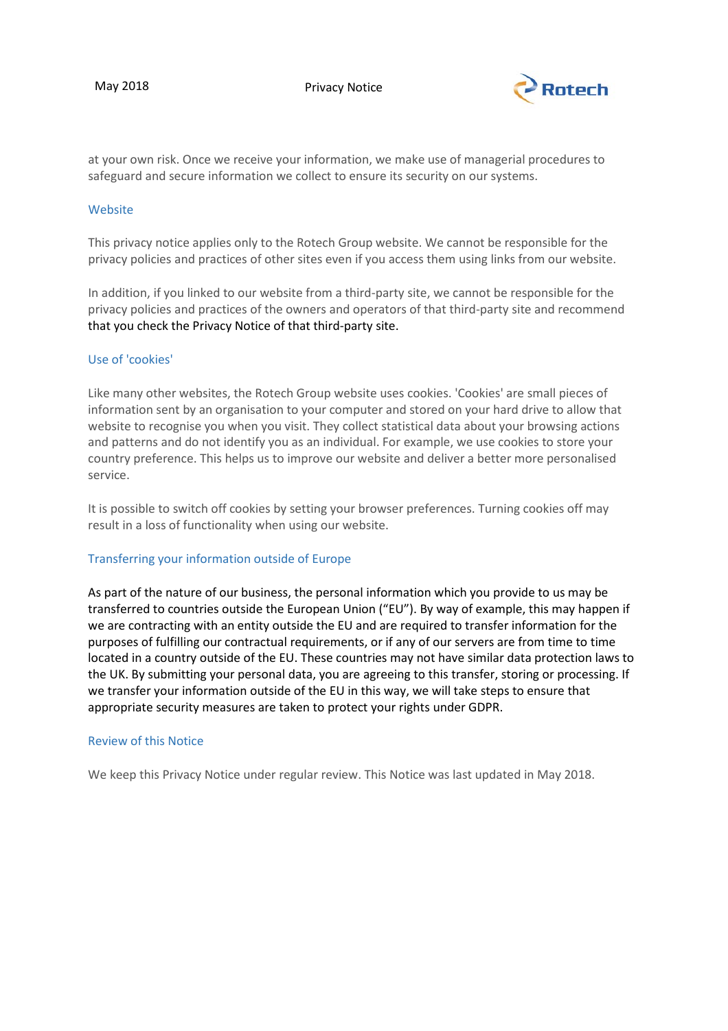at your own risk. Once we receive your information, we make use of managerial procedures to safeguard and secure information we collect to ensure its security on our systems.

## Website

This privacy notice applies only to the Rotech Group website. We cannot be responsible for the privacy policies and practices of other sites even if you access them using links from our website.

In addition, if you linked to our website from a third-party site, we cannot be responsible for the privacy policies and practices of the owners and operators of that third-party site and recommend that you check the Privacy Notice of that third-party site.

## Use of 'cookies'

Like many other websites, the Rotech Group website uses cookies. 'Cookies' are small pieces of information sent by an organisation to your computer and stored on your hard drive to allow that website to recognise you when you visit. They collect statistical data about your browsing actions and patterns and do not identify you as an individual. For example, we use cookies to store your country preference. This helps us to improve our website and deliver a better more personalised service.

It is possible to switch off cookies by setting your browser preferences. Turning cookies off may result in a loss of functionality when using our website.

## Transferring your information outside of Europe

As part of the nature of our business, the personal information which you provide to us may be transferred to countries outside the European Union ("EU"). By way of example, this may happen if we are contracting with an entity outside the EU and are required to transfer information for the purposes of fulfilling our contractual requirements, or if any of our servers are from time to time located in a country outside of the EU. These countries may not have similar data protection laws to the UK. By submitting your personal data, you are agreeing to this transfer, storing or processing. If we transfer your information outside of the EU in this way, we will take steps to ensure that appropriate security measures are taken to protect your rights under GDPR.

## Review of this Notice

We keep this Privacy Notice under regular review. This Notice was last updated in May 2018.